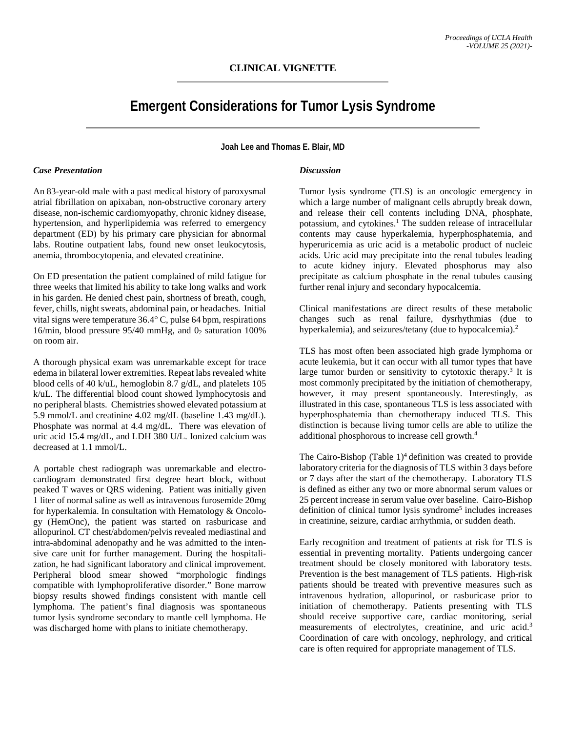**CLINICAL VIGNETTE**

# Emergent Considerations for Tumor Lysis Syndrome

**Joah Lee and Thomas E. Blair, MD**

### *Case Presentation*

An 83-year-old male with a past medical history of paroxysmal atrial fibrillation on apixaban, non-obstructive coronary artery disease, non-ischemic cardiomyopathy, chronic kidney disease, hypertension, and hyperlipidemia was referred to emergency department (ED) by his primary care physician for abnormal labs. Routine outpatient labs, found new onset leukocytosis, anemia, thrombocytopenia, and elevated creatinine.

On ED presentation the patient complained of mild fatigue for three weeks that limited his ability to take long walks and work in his garden. He denied chest pain, shortness of breath, cough, fever, chills, night sweats, abdominal pain, or headaches. Initial vital signs were temperature 36.4° C, pulse 64 bpm, respirations 16/min, blood pressure 95/40 mmHg, and $0_2$ saturation 100% on room air.

A thorough physical exam was unremarkable except for trace edema in bilateral lower extremities. Repeat labs revealed white blood cells of 40 k/uL, hemoglobin 8.7 g/dL, and platelets 105 k/uL. The differential blood count showed lymphocytosis and no peripheral blasts. Chemistries showed elevated potassium at 5.9 mmol/L and creatinine 4.02 mg/dL (baseline 1.43 mg/dL). Phosphate was normal at 4.4 mg/dL. There was elevation of uric acid 15.4 mg/dL, and LDH 380 U/L. Ionized calcium was decreased at 1.1 mmol/L.

A portable chest radiograph was unremarkable and electrocardiogram demonstrated first degree heart block, without peaked T waves or QRS widening. Patient was initially given 1 liter of normal saline as well as intravenous furosemide 20mg for hyperkalemia. In consultation with Hematology & Oncology (HemOnc), the patient was started on rasburicase and allopurinol. CT chest/abdomen/pelvis revealed mediastinal and intra-abdominal adenopathy and he was admitted to the intensive care unit for further management. During the hospitalization, he had significant laboratory and clinical improvement. Peripheral blood smear showed "morphologic findings compatible with lymphoproliferative disorder." Bone marrow biopsy results showed findings consistent with mantle cell lymphoma. The patient's final diagnosis was spontaneous tumor lysis syndrome secondary to mantle cell lymphoma. He was discharged home with plans to initiate chemotherapy.

### *Discussion*

Tumor lysis syndrome (TLS) is an oncologic emergency in which a large number of malignant cells abruptly break down, and release their cell contents including DNA, phosphate, potassium, and cytokines.[1] The sudden release of intracellular contents may cause hyperkalemia, hyperphosphatemia, and hyperuricemia as uric acid is a metabolic product of nucleic acids. Uric acid may precipitate into the renal tubules leading to acute kidney injury. Elevated phosphorus may also precipitate as calcium phosphate in the renal tubules causing further renal injury and secondary hypocalcemia.

Clinical manifestations are direct results of these metabolic changes such as renal failure, dysrhythmias (due to hyperkalemia), and seizures/tetany (due to hypocalcemia).[2]

TLS has most often been associated high grade lymphoma or acute leukemia, but it can occur with all tumor types that have large tumor burden or sensitivity to cytotoxic therapy.[3] It is most commonly precipitated by the initiation of chemotherapy, however, it may present spontaneously. Interestingly, as illustrated in this case, spontaneous TLS is less associated with hyperphosphatemia than chemotherapy induced TLS. This distinction is because living tumor cells are able to utilize the additional phosphorous to increase cell growth.[4]

The Cairo-Bishop (Table 1)[4] definition was created to provide laboratory criteria for the diagnosis of TLS within 3 days before or 7 days after the start of the chemotherapy. Laboratory TLS is defined as either any two or more abnormal serum values or 25 percent increase in serum value over baseline. Cairo-Bishop definition of clinical tumor lysis syndrome[5] includes increases in creatinine, seizure, cardiac arrhythmia, or sudden death.

Early recognition and treatment of patients at risk for TLS is essential in preventing mortality. Patients undergoing cancer treatment should be closely monitored with laboratory tests. Prevention is the best management of TLS patients. High-risk patients should be treated with preventive measures such as intravenous hydration, allopurinol, or rasburicase prior to initiation of chemotherapy. Patients presenting with TLS should receive supportive care, cardiac monitoring, serial measurements of electrolytes, creatinine, and uric acid.[3] Coordination of care with oncology, nephrology, and critical care is often required for appropriate management of TLS.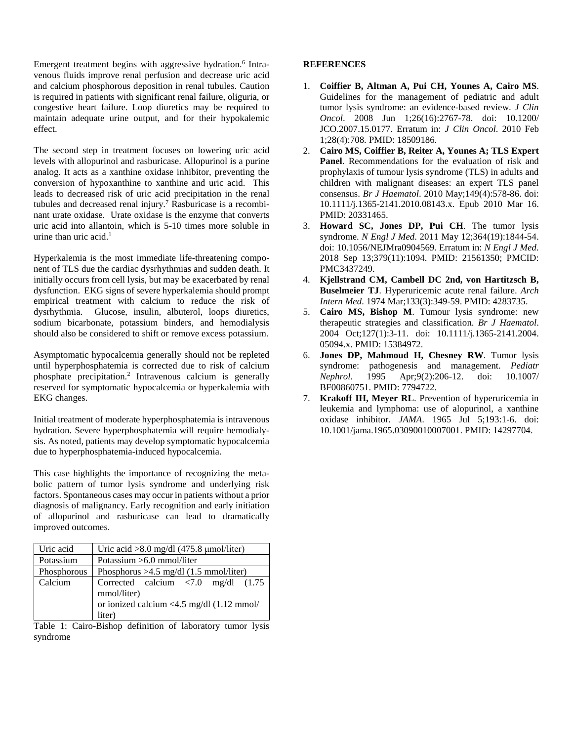Emergent treatment begins with aggressive hydration.[6] Intravenous fluids improve renal perfusion and decrease uric acid and calcium phosphorous deposition in renal tubules. Caution is required in patients with significant renal failure, oliguria, or congestive heart failure. Loop diuretics may be required to maintain adequate urine output, and for their hypokalemic effect.

The second step in treatment focuses on lowering uric acid levels with allopurinol and rasburicase. Allopurinol is a purine analog. It acts as a xanthine oxidase inhibitor, preventing the conversion of hypoxanthine to xanthine and uric acid. This leads to decreased risk of uric acid precipitation in the renal tubules and decreased renal injury.[7] Rasburicase is a recombinant urate oxidase. Urate oxidase is the enzyme that converts uric acid into allantoin, which is 5-10 times more soluble in urine than uric acid.[1]

Hyperkalemia is the most immediate life-threatening component of TLS due the cardiac dysrhythmias and sudden death. It initially occurs from cell lysis, but may be exacerbated by renal dysfunction. EKG signs of severe hyperkalemia should prompt empirical treatment with calcium to reduce the risk of dysrhythmia. Glucose, insulin, albuterol, loops diuretics, sodium bicarbonate, potassium binders, and hemodialysis should also be considered to shift or remove excess potassium.

Asymptomatic hypocalcemia generally should not be repleted until hyperphosphatemia is corrected due to risk of calcium phosphate precipitation.[2] Intravenous calcium is generally reserved for symptomatic hypocalcemia or hyperkalemia with EKG changes.

Initial treatment of moderate hyperphosphatemia is intravenous hydration. Severe hyperphosphatemia will require hemodialysis. As noted, patients may develop symptomatic hypocalcemia due to hyperphosphatemia-induced hypocalcemia.

This case highlights the importance of recognizing the metabolic pattern of tumor lysis syndrome and underlying risk factors. Spontaneous cases may occur in patients without a prior diagnosis of malignancy. Early recognition and early initiation of allopurinol and rasburicase can lead to dramatically improved outcomes.

| | |
|---|---|
| Uric acid | Uric acid >8.0 mg/dl (475.8 μmol/liter) |
| Potassium | Potassium >6.0 mmol/liter |
| Phosphorous | Phosphorus >4.5 mg/dl (1.5 mmol/liter) |
| Calcium | Corrected calcium <7.0 mg/dl (1.75 mmol/liter) or ionized calcium <4.5 mg/dl (1.12 mmol/liter) |

Table 1: Cairo-Bishop definition of laboratory tumor lysis syndrome

## REFERENCES

1. **Coiffier B, Altman A, Pui CH, Younes A, Cairo MS**. Guidelines for the management of pediatric and adult tumor lysis syndrome: an evidence-based review. *J Clin Oncol*. 2008 Jun 1;26(16):2767-78. doi: 10.1200/JCO.2007.15.0177. Erratum in: *J Clin Oncol*. 2010 Feb 1;28(4):708. PMID: 18509186.
2. **Cairo MS, Coiffier B, Reiter A, Younes A; TLS Expert Panel**. Recommendations for the evaluation of risk and prophylaxis of tumour lysis syndrome (TLS) in adults and children with malignant diseases: an expert TLS panel consensus. *Br J Haematol*. 2010 May;149(4):578-86. doi: 10.1111/j.1365-2141.2010.08143.x. Epub 2010 Mar 16. PMID: 20331465.
3. **Howard SC, Jones DP, Pui CH**. The tumor lysis syndrome. *N Engl J Med*. 2011 May 12;364(19):1844-54. doi: 10.1056/NEJMra0904569. Erratum in: *N Engl J Med*. 2018 Sep 13;379(11):1094. PMID: 21561350; PMCID: PMC3437249.
4. **Kjellstrand CM, Cambell DC 2nd, von Hartitzsch B, Buselmeier TJ**. Hyperuricemic acute renal failure. *Arch Intern Med*. 1974 Mar;133(3):349-59. PMID: 4283735.
5. **Cairo MS, Bishop M**. Tumour lysis syndrome: new therapeutic strategies and classification. *Br J Haematol*. 2004 Oct;127(1):3-11. doi: 10.1111/j.1365-2141.2004.05094.x. PMID: 15384972.
6. **Jones DP, Mahmoud H, Chesney RW**. Tumor lysis syndrome: pathogenesis and management. *Pediatr Nephrol*. 1995 Apr;9(2):206-12. doi: 10.1007/BF00860751. PMID: 7794722.
7. **Krakoff IH, Meyer RL**. Prevention of hyperuricemia in leukemia and lymphoma: use of alopurinol, a xanthine oxidase inhibitor. *JAMA*. 1965 Jul 5;193:1-6. doi: 10.1001/jama.1965.03090010007001. PMID: 14297704.